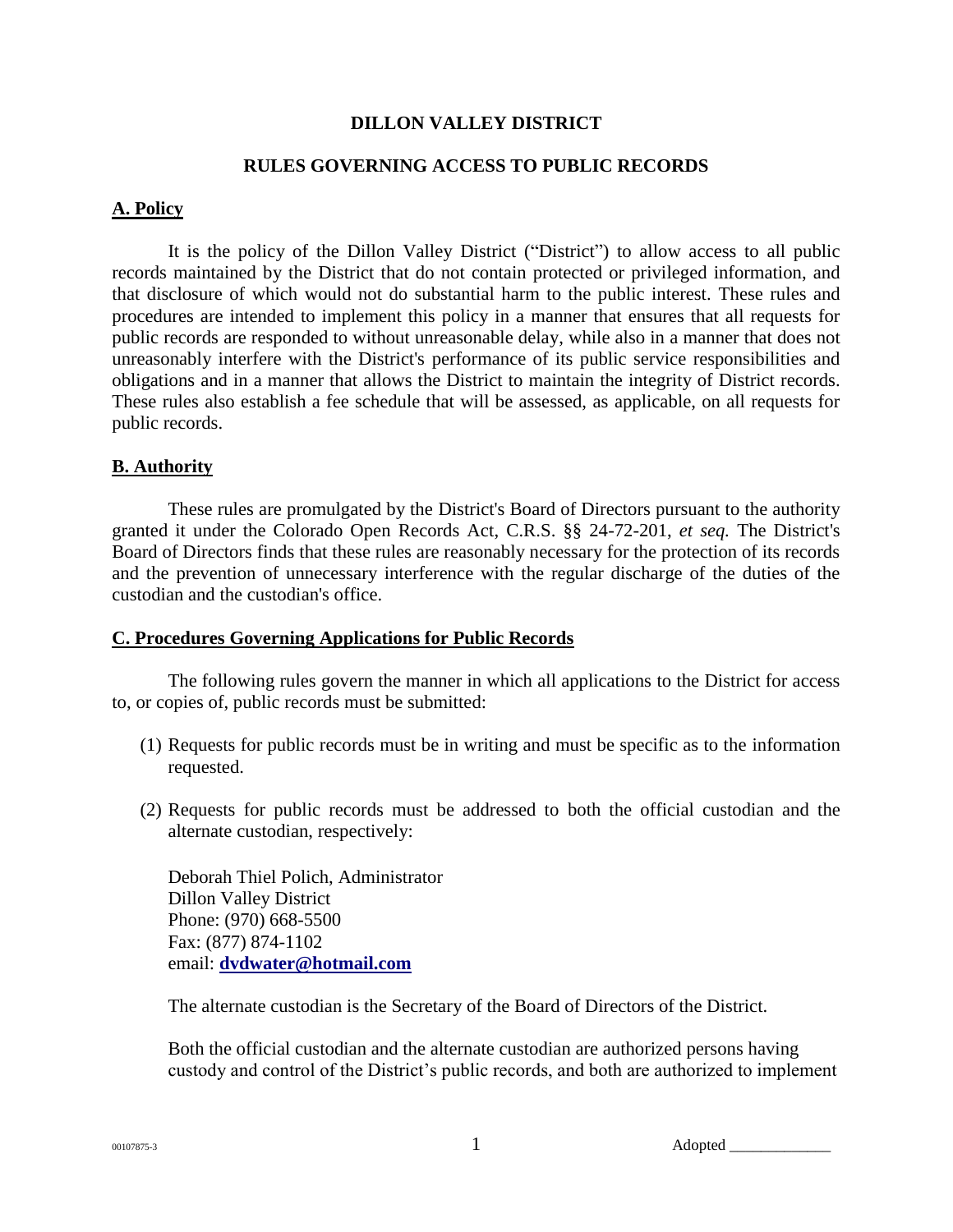# DILLON VALLEY DISTRICT

## RULES GOVERNING ACCESS TO PUBLIC RECORDS

### A. Policy

It is the policy of the Dillon Valley District ("District") to allow access to all public records maintained by the District that do not contain protected or privileged information, and that disclosure of which would not do substantial harm to the public interest. These rules and procedures are intended to implement this policy in a manner that ensures that all requests for public records are responded to without unreasonable delay, while also in a manner that does not unreasonably interfere with the District's performance of its public service responsibilities and obligations and in a manner that allows the District to maintain the integrity of District records. These rules also establish a fee schedule that will be assessed, as applicable, on all requests for public records.

### B. Authority

These rules are promulgated by the District's Board of Directors pursuant to the authority granted it under the Colorado Open Records Act, C.R.S. §§ 24-72-201, *et seq.* The District's Board of Directors finds that these rules are reasonably necessary for the protection of its records and the prevention of unnecessary interference with the regular discharge of the duties of the custodian and the custodian's office.

### C. Procedures Governing Applications for Public Records

The following rules govern the manner in which all applications to the District for access to, or copies of, public records must be submitted:

(1) Requests for public records must be in writing and must be specific as to the information requested.

(2) Requests for public records must be addressed to both the official custodian and the alternate custodian, respectively:

Deborah Thiel Polich, Administrator
Dillon Valley District
Phone: (970) 668-5500
Fax: (877) 874-1102
email: **dvdwater@hotmail.com**

The alternate custodian is the Secretary of the Board of Directors of the District.

Both the official custodian and the alternate custodian are authorized persons having custody and control of the District's public records, and both are authorized to implement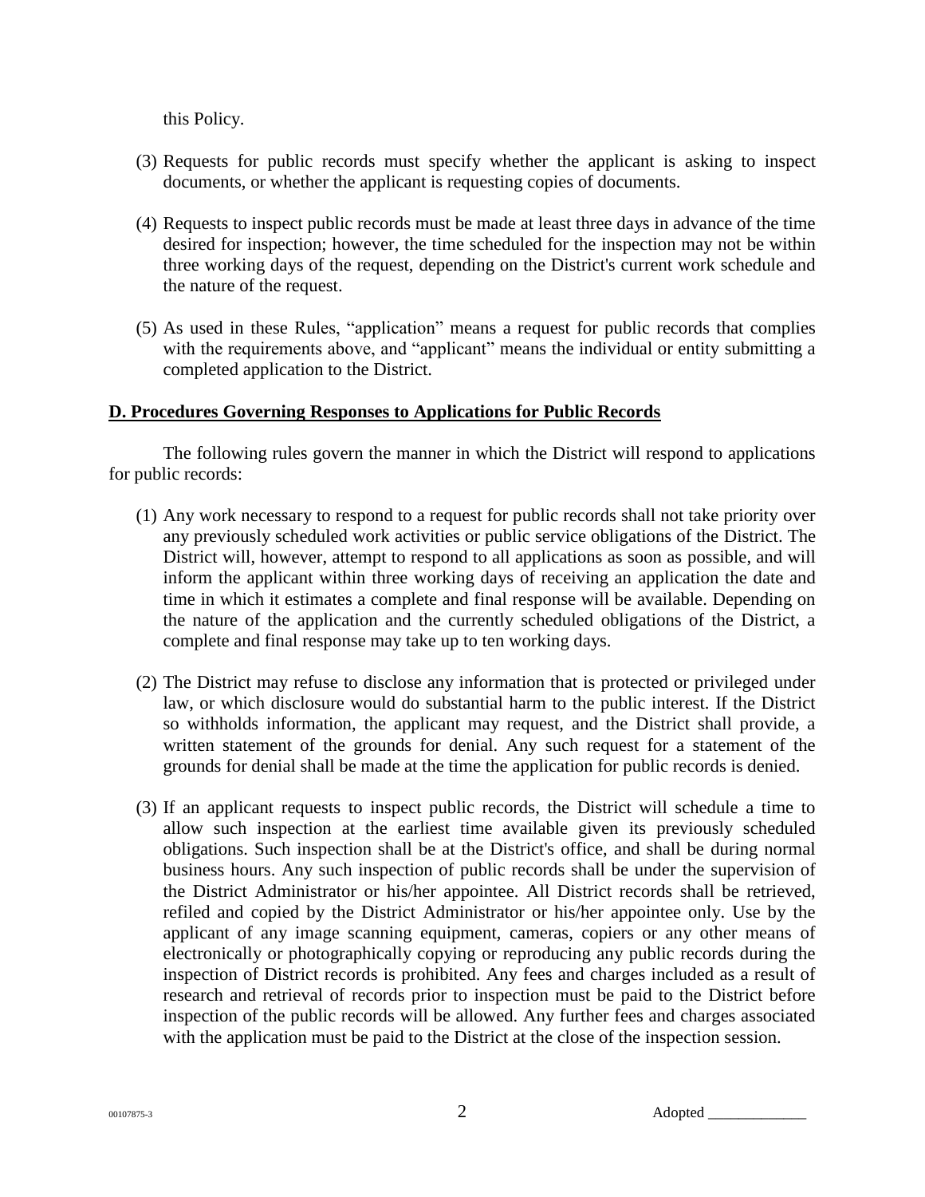this Policy.

(3) Requests for public records must specify whether the applicant is asking to inspect documents, or whether the applicant is requesting copies of documents.

(4) Requests to inspect public records must be made at least three days in advance of the time desired for inspection; however, the time scheduled for the inspection may not be within three working days of the request, depending on the District's current work schedule and the nature of the request.

(5) As used in these Rules, "application" means a request for public records that complies with the requirements above, and "applicant" means the individual or entity submitting a completed application to the District.

**D. Procedures Governing Responses to Applications for Public Records**

The following rules govern the manner in which the District will respond to applications for public records:

(1) Any work necessary to respond to a request for public records shall not take priority over any previously scheduled work activities or public service obligations of the District. The District will, however, attempt to respond to all applications as soon as possible, and will inform the applicant within three working days of receiving an application the date and time in which it estimates a complete and final response will be available. Depending on the nature of the application and the currently scheduled obligations of the District, a complete and final response may take up to ten working days.

(2) The District may refuse to disclose any information that is protected or privileged under law, or which disclosure would do substantial harm to the public interest. If the District so withholds information, the applicant may request, and the District shall provide, a written statement of the grounds for denial. Any such request for a statement of the grounds for denial shall be made at the time the application for public records is denied.

(3) If an applicant requests to inspect public records, the District will schedule a time to allow such inspection at the earliest time available given its previously scheduled obligations. Such inspection shall be at the District's office, and shall be during normal business hours. Any such inspection of public records shall be under the supervision of the District Administrator or his/her appointee. All District records shall be retrieved, refiled and copied by the District Administrator or his/her appointee only. Use by the applicant of any image scanning equipment, cameras, copiers or any other means of electronically or photographically copying or reproducing any public records during the inspection of District records is prohibited. Any fees and charges included as a result of research and retrieval of records prior to inspection must be paid to the District before inspection of the public records will be allowed. Any further fees and charges associated with the application must be paid to the District at the close of the inspection session.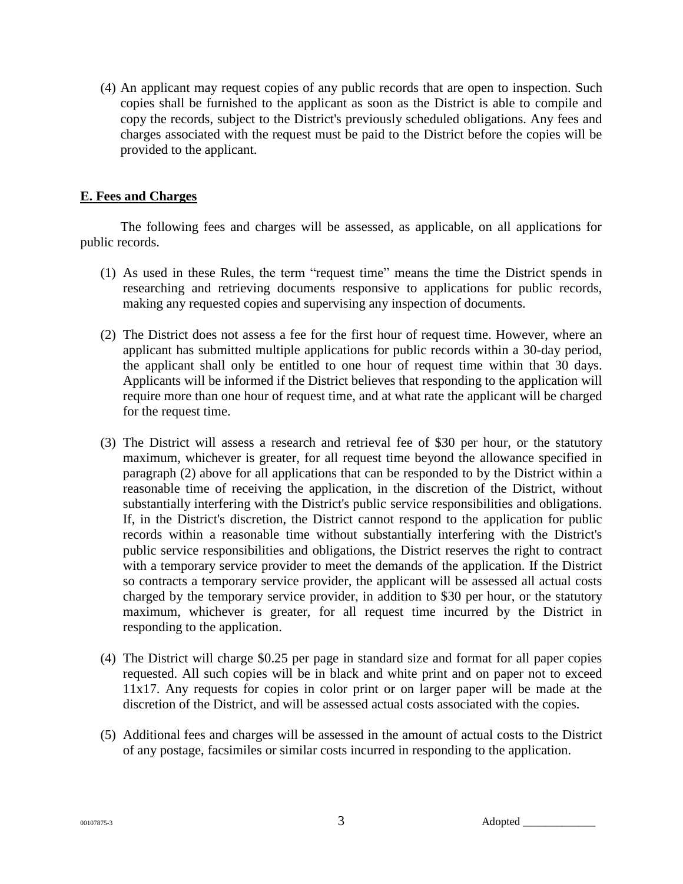(4) An applicant may request copies of any public records that are open to inspection. Such copies shall be furnished to the applicant as soon as the District is able to compile and copy the records, subject to the District's previously scheduled obligations. Any fees and charges associated with the request must be paid to the District before the copies will be provided to the applicant.

## E. Fees and Charges

The following fees and charges will be assessed, as applicable, on all applications for public records.

(1) As used in these Rules, the term "request time" means the time the District spends in researching and retrieving documents responsive to applications for public records, making any requested copies and supervising any inspection of documents.

(2) The District does not assess a fee for the first hour of request time. However, where an applicant has submitted multiple applications for public records within a 30-day period, the applicant shall only be entitled to one hour of request time within that 30 days. Applicants will be informed if the District believes that responding to the application will require more than one hour of request time, and at what rate the applicant will be charged for the request time.

(3) The District will assess a research and retrieval fee of $30 per hour, or the statutory maximum, whichever is greater, for all request time beyond the allowance specified in paragraph (2) above for all applications that can be responded to by the District within a reasonable time of receiving the application, in the discretion of the District, without substantially interfering with the District's public service responsibilities and obligations. If, in the District's discretion, the District cannot respond to the application for public records within a reasonable time without substantially interfering with the District's public service responsibilities and obligations, the District reserves the right to contract with a temporary service provider to meet the demands of the application. If the District so contracts a temporary service provider, the applicant will be assessed all actual costs charged by the temporary service provider, in addition to $30 per hour, or the statutory maximum, whichever is greater, for all request time incurred by the District in responding to the application.

(4) The District will charge $0.25 per page in standard size and format for all paper copies requested. All such copies will be in black and white print and on paper not to exceed 11x17. Any requests for copies in color print or on larger paper will be made at the discretion of the District, and will be assessed actual costs associated with the copies.

(5) Additional fees and charges will be assessed in the amount of actual costs to the District of any postage, facsimiles or similar costs incurred in responding to the application.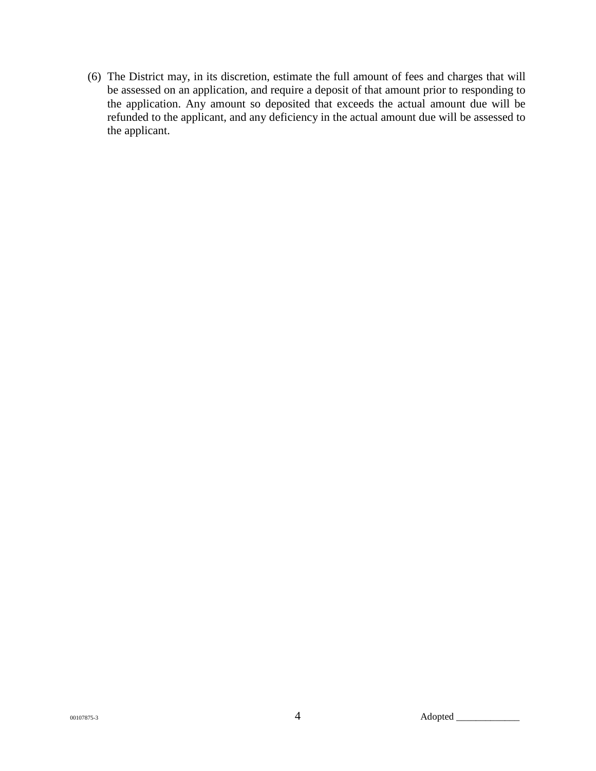(6) The District may, in its discretion, estimate the full amount of fees and charges that will be assessed on an application, and require a deposit of that amount prior to responding to the application. Any amount so deposited that exceeds the actual amount due will be refunded to the applicant, and any deficiency in the actual amount due will be assessed to the applicant.